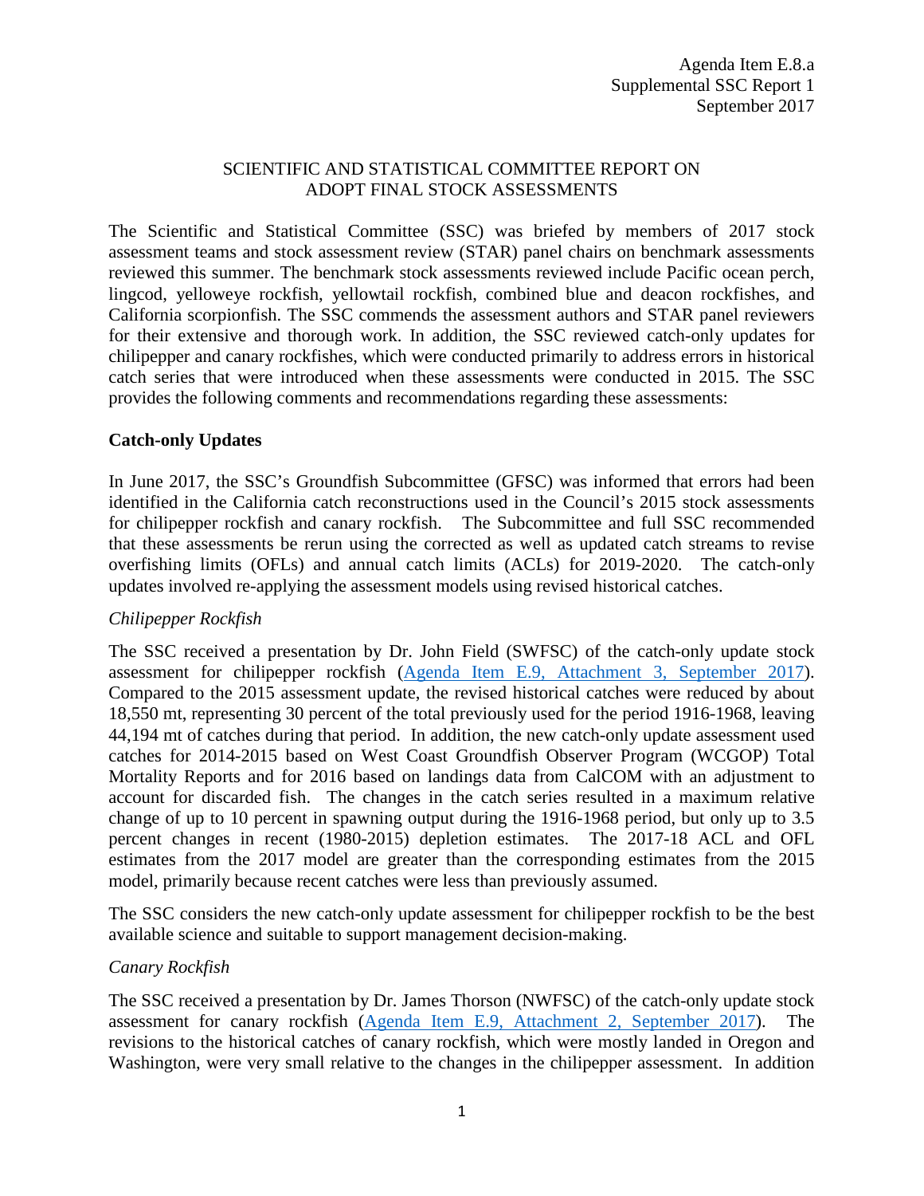Agenda Item E.8.a
Supplemental SSC Report 1
September 2017

# SCIENTIFIC AND STATISTICAL COMMITTEE REPORT ON ADOPT FINAL STOCK ASSESSMENTS

The Scientific and Statistical Committee (SSC) was briefed by members of 2017 stock assessment teams and stock assessment review (STAR) panel chairs on benchmark assessments reviewed this summer. The benchmark stock assessments reviewed include Pacific ocean perch, lingcod, yelloweye rockfish, yellowtail rockfish, combined blue and deacon rockfishes, and California scorpionfish. The SSC commends the assessment authors and STAR panel reviewers for their extensive and thorough work. In addition, the SSC reviewed catch-only updates for chilipepper and canary rockfishes, which were conducted primarily to address errors in historical catch series that were introduced when these assessments were conducted in 2015. The SSC provides the following comments and recommendations regarding these assessments:

## Catch-only Updates

In June 2017, the SSC's Groundfish Subcommittee (GFSC) was informed that errors had been identified in the California catch reconstructions used in the Council's 2015 stock assessments for chilipepper rockfish and canary rockfish. The Subcommittee and full SSC recommended that these assessments be rerun using the corrected as well as updated catch streams to revise overfishing limits (OFLs) and annual catch limits (ACLs) for 2019-2020. The catch-only updates involved re-applying the assessment models using revised historical catches.

### *Chilipepper Rockfish*

The SSC received a presentation by Dr. John Field (SWFSC) of the catch-only update stock assessment for chilipepper rockfish (Agenda Item E.9, Attachment 3, September 2017). Compared to the 2015 assessment update, the revised historical catches were reduced by about 18,550 mt, representing 30 percent of the total previously used for the period 1916-1968, leaving 44,194 mt of catches during that period. In addition, the new catch-only update assessment used catches for 2014-2015 based on West Coast Groundfish Observer Program (WCGOP) Total Mortality Reports and for 2016 based on landings data from CalCOM with an adjustment to account for discarded fish. The changes in the catch series resulted in a maximum relative change of up to 10 percent in spawning output during the 1916-1968 period, but only up to 3.5 percent changes in recent (1980-2015) depletion estimates. The 2017-18 ACL and OFL estimates from the 2017 model are greater than the corresponding estimates from the 2015 model, primarily because recent catches were less than previously assumed.

The SSC considers the new catch-only update assessment for chilipepper rockfish to be the best available science and suitable to support management decision-making.

### *Canary Rockfish*

The SSC received a presentation by Dr. James Thorson (NWFSC) of the catch-only update stock assessment for canary rockfish (Agenda Item E.9, Attachment 2, September 2017). The revisions to the historical catches of canary rockfish, which were mostly landed in Oregon and Washington, were very small relative to the changes in the chilipepper assessment. In addition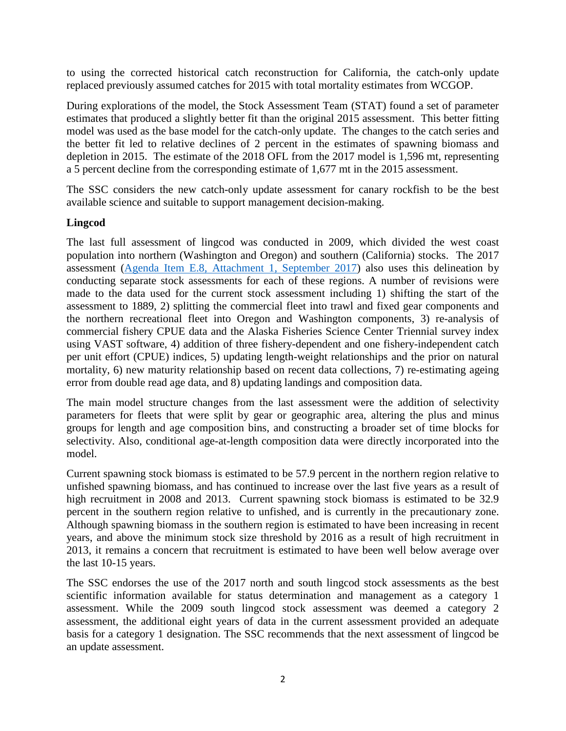to using the corrected historical catch reconstruction for California, the catch-only update replaced previously assumed catches for 2015 with total mortality estimates from WCGOP.

During explorations of the model, the Stock Assessment Team (STAT) found a set of parameter estimates that produced a slightly better fit than the original 2015 assessment. This better fitting model was used as the base model for the catch-only update. The changes to the catch series and the better fit led to relative declines of 2 percent in the estimates of spawning biomass and depletion in 2015. The estimate of the 2018 OFL from the 2017 model is 1,596 mt, representing a 5 percent decline from the corresponding estimate of 1,677 mt in the 2015 assessment.

The SSC considers the new catch-only update assessment for canary rockfish to be the best available science and suitable to support management decision-making.

**Lingcod**

The last full assessment of lingcod was conducted in 2009, which divided the west coast population into northern (Washington and Oregon) and southern (California) stocks. The 2017 assessment (Agenda Item E.8, Attachment 1, September 2017) also uses this delineation by conducting separate stock assessments for each of these regions. A number of revisions were made to the data used for the current stock assessment including 1) shifting the start of the assessment to 1889, 2) splitting the commercial fleet into trawl and fixed gear components and the northern recreational fleet into Oregon and Washington components, 3) re-analysis of commercial fishery CPUE data and the Alaska Fisheries Science Center Triennial survey index using VAST software, 4) addition of three fishery-dependent and one fishery-independent catch per unit effort (CPUE) indices, 5) updating length-weight relationships and the prior on natural mortality, 6) new maturity relationship based on recent data collections, 7) re-estimating ageing error from double read age data, and 8) updating landings and composition data.

The main model structure changes from the last assessment were the addition of selectivity parameters for fleets that were split by gear or geographic area, altering the plus and minus groups for length and age composition bins, and constructing a broader set of time blocks for selectivity. Also, conditional age-at-length composition data were directly incorporated into the model.

Current spawning stock biomass is estimated to be 57.9 percent in the northern region relative to unfished spawning biomass, and has continued to increase over the last five years as a result of high recruitment in 2008 and 2013. Current spawning stock biomass is estimated to be 32.9 percent in the southern region relative to unfished, and is currently in the precautionary zone. Although spawning biomass in the southern region is estimated to have been increasing in recent years, and above the minimum stock size threshold by 2016 as a result of high recruitment in 2013, it remains a concern that recruitment is estimated to have been well below average over the last 10-15 years.

The SSC endorses the use of the 2017 north and south lingcod stock assessments as the best scientific information available for status determination and management as a category 1 assessment. While the 2009 south lingcod stock assessment was deemed a category 2 assessment, the additional eight years of data in the current assessment provided an adequate basis for a category 1 designation. The SSC recommends that the next assessment of lingcod be an update assessment.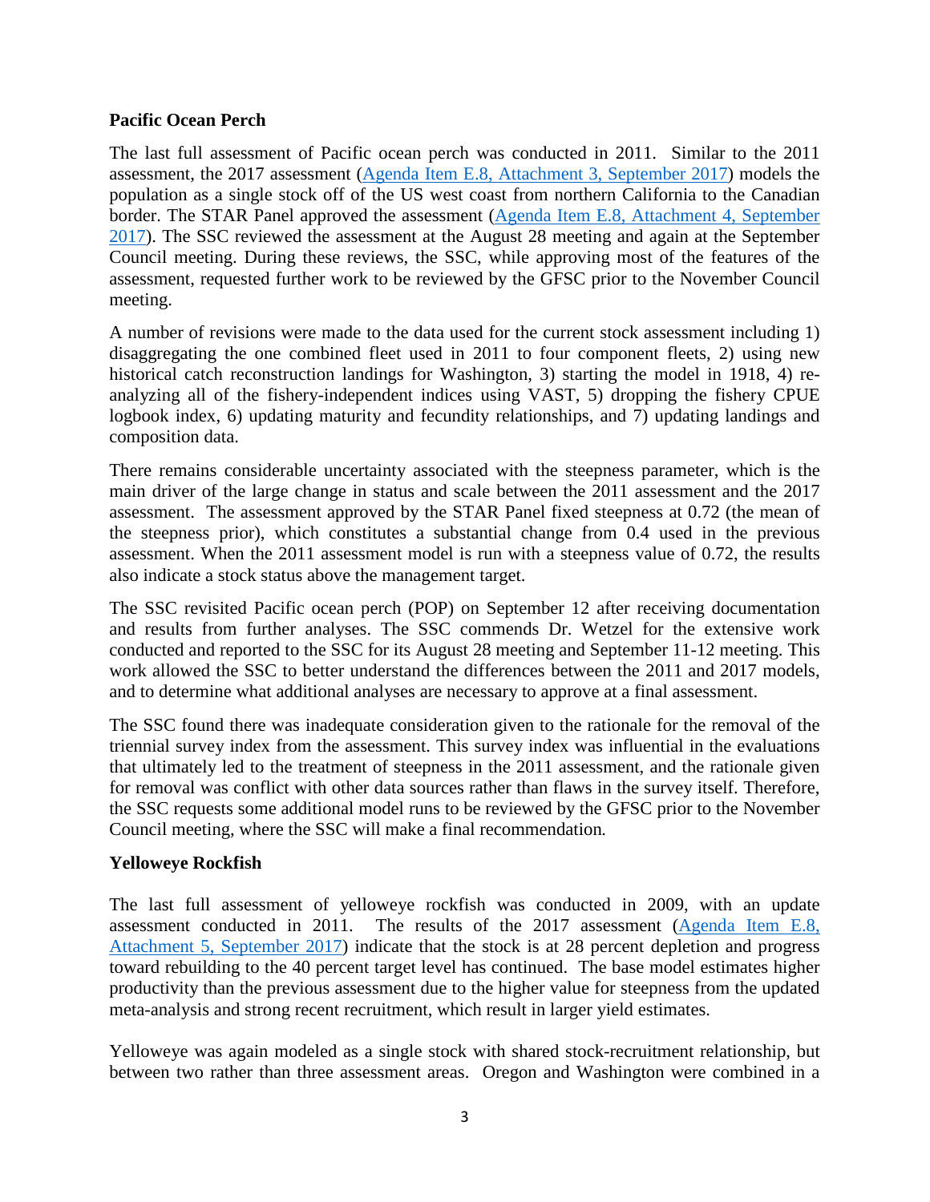**Pacific Ocean Perch**

The last full assessment of Pacific ocean perch was conducted in 2011. Similar to the 2011 assessment, the 2017 assessment ([Agenda Item E.8, Attachment 3, September 2017](#)) models the population as a single stock off of the US west coast from northern California to the Canadian border. The STAR Panel approved the assessment ([Agenda Item E.8, Attachment 4, September 2017](#)). The SSC reviewed the assessment at the August 28 meeting and again at the September Council meeting. During these reviews, the SSC, while approving most of the features of the assessment, requested further work to be reviewed by the GFSC prior to the November Council meeting.

A number of revisions were made to the data used for the current stock assessment including 1) disaggregating the one combined fleet used in 2011 to four component fleets, 2) using new historical catch reconstruction landings for Washington, 3) starting the model in 1918, 4) re-analyzing all of the fishery-independent indices using VAST, 5) dropping the fishery CPUE logbook index, 6) updating maturity and fecundity relationships, and 7) updating landings and composition data.

There remains considerable uncertainty associated with the steepness parameter, which is the main driver of the large change in status and scale between the 2011 assessment and the 2017 assessment. The assessment approved by the STAR Panel fixed steepness at 0.72 (the mean of the steepness prior), which constitutes a substantial change from 0.4 used in the previous assessment. When the 2011 assessment model is run with a steepness value of 0.72, the results also indicate a stock status above the management target.

The SSC revisited Pacific ocean perch (POP) on September 12 after receiving documentation and results from further analyses. The SSC commends Dr. Wetzel for the extensive work conducted and reported to the SSC for its August 28 meeting and September 11-12 meeting. This work allowed the SSC to better understand the differences between the 2011 and 2017 models, and to determine what additional analyses are necessary to approve at a final assessment.

The SSC found there was inadequate consideration given to the rationale for the removal of the triennial survey index from the assessment. This survey index was influential in the evaluations that ultimately led to the treatment of steepness in the 2011 assessment, and the rationale given for removal was conflict with other data sources rather than flaws in the survey itself. Therefore, the SSC requests some additional model runs to be reviewed by the GFSC prior to the November Council meeting, where the SSC will make a final recommendation.

**Yelloweye Rockfish**

The last full assessment of yelloweye rockfish was conducted in 2009, with an update assessment conducted in 2011. The results of the 2017 assessment ([Agenda Item E.8, Attachment 5, September 2017](#)) indicate that the stock is at 28 percent depletion and progress toward rebuilding to the 40 percent target level has continued. The base model estimates higher productivity than the previous assessment due to the higher value for steepness from the updated meta-analysis and strong recent recruitment, which result in larger yield estimates.

Yelloweye was again modeled as a single stock with shared stock-recruitment relationship, but between two rather than three assessment areas. Oregon and Washington were combined in a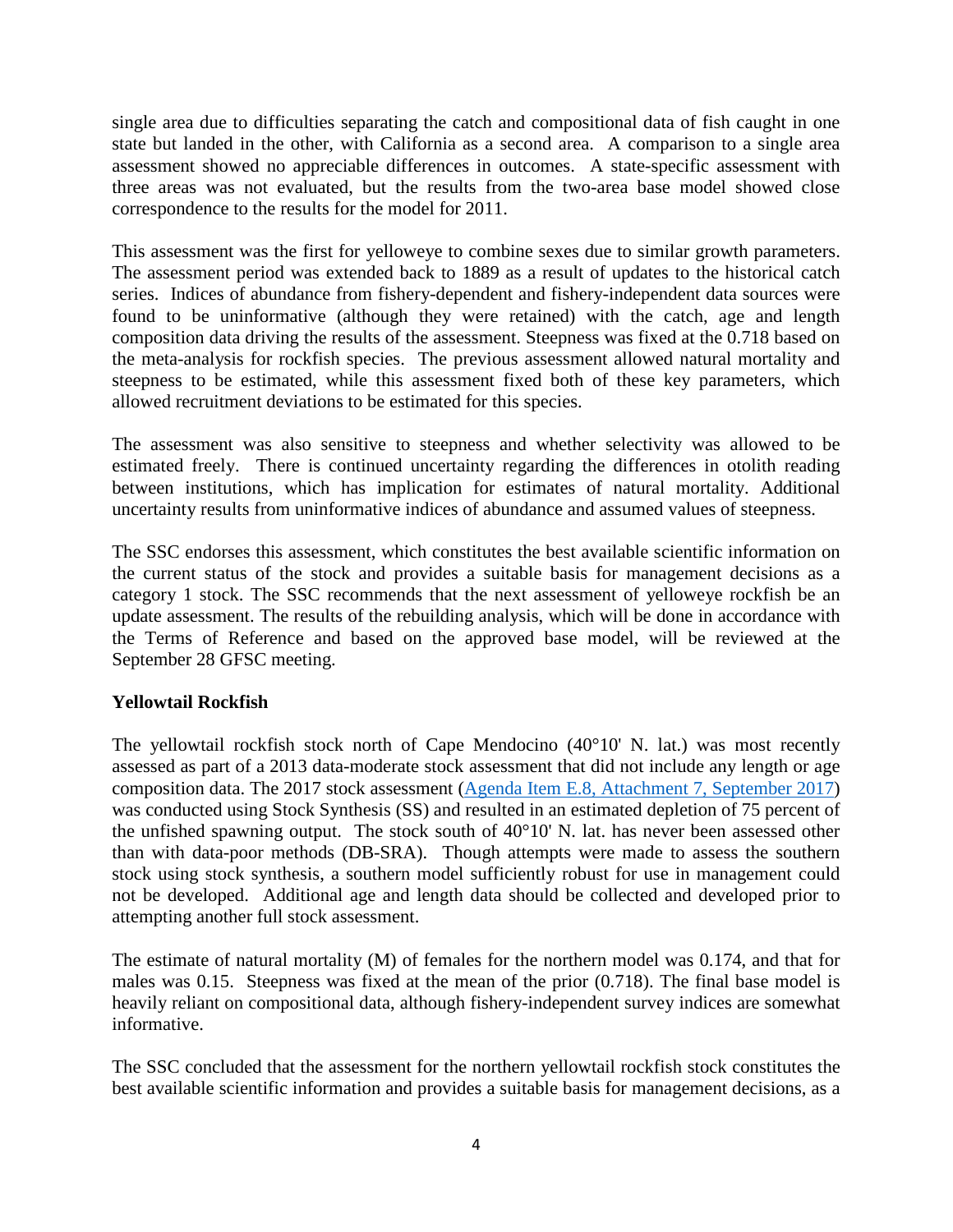single area due to difficulties separating the catch and compositional data of fish caught in one state but landed in the other, with California as a second area. A comparison to a single area assessment showed no appreciable differences in outcomes. A state-specific assessment with three areas was not evaluated, but the results from the two-area base model showed close correspondence to the results for the model for 2011.

This assessment was the first for yelloweye to combine sexes due to similar growth parameters. The assessment period was extended back to 1889 as a result of updates to the historical catch series. Indices of abundance from fishery-dependent and fishery-independent data sources were found to be uninformative (although they were retained) with the catch, age and length composition data driving the results of the assessment. Steepness was fixed at the 0.718 based on the meta-analysis for rockfish species. The previous assessment allowed natural mortality and steepness to be estimated, while this assessment fixed both of these key parameters, which allowed recruitment deviations to be estimated for this species.

The assessment was also sensitive to steepness and whether selectivity was allowed to be estimated freely. There is continued uncertainty regarding the differences in otolith reading between institutions, which has implication for estimates of natural mortality. Additional uncertainty results from uninformative indices of abundance and assumed values of steepness.

The SSC endorses this assessment, which constitutes the best available scientific information on the current status of the stock and provides a suitable basis for management decisions as a category 1 stock. The SSC recommends that the next assessment of yelloweye rockfish be an update assessment. The results of the rebuilding analysis, which will be done in accordance with the Terms of Reference and based on the approved base model, will be reviewed at the September 28 GFSC meeting.

**Yellowtail Rockfish**

The yellowtail rockfish stock north of Cape Mendocino (40°10' N. lat.) was most recently assessed as part of a 2013 data-moderate stock assessment that did not include any length or age composition data. The 2017 stock assessment (Agenda Item E.8, Attachment 7, September 2017) was conducted using Stock Synthesis (SS) and resulted in an estimated depletion of 75 percent of the unfished spawning output. The stock south of 40°10' N. lat. has never been assessed other than with data-poor methods (DB-SRA). Though attempts were made to assess the southern stock using stock synthesis, a southern model sufficiently robust for use in management could not be developed. Additional age and length data should be collected and developed prior to attempting another full stock assessment.

The estimate of natural mortality (M) of females for the northern model was 0.174, and that for males was 0.15. Steepness was fixed at the mean of the prior (0.718). The final base model is heavily reliant on compositional data, although fishery-independent survey indices are somewhat informative.

The SSC concluded that the assessment for the northern yellowtail rockfish stock constitutes the best available scientific information and provides a suitable basis for management decisions, as a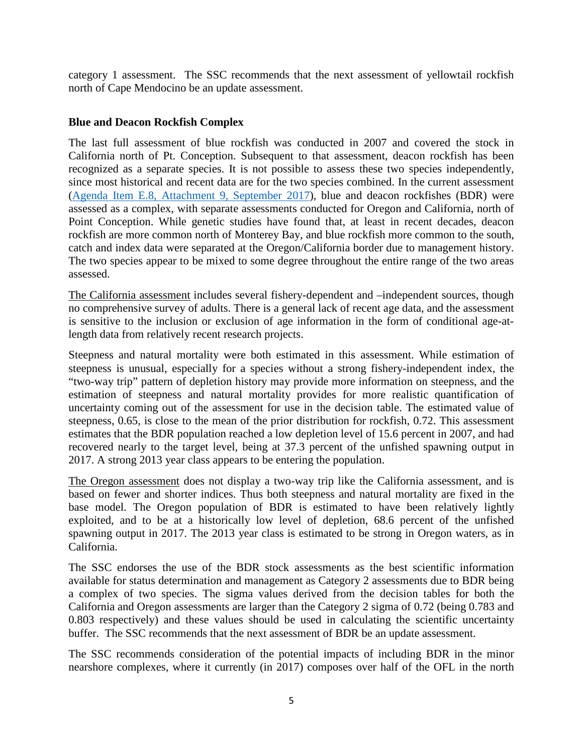category 1 assessment. The SSC recommends that the next assessment of yellowtail rockfish north of Cape Mendocino be an update assessment.

**Blue and Deacon Rockfish Complex**

The last full assessment of blue rockfish was conducted in 2007 and covered the stock in California north of Pt. Conception. Subsequent to that assessment, deacon rockfish has been recognized as a separate species. It is not possible to assess these two species independently, since most historical and recent data are for the two species combined. In the current assessment (Agenda Item E.8, Attachment 9, September 2017), blue and deacon rockfishes (BDR) were assessed as a complex, with separate assessments conducted for Oregon and California, north of Point Conception. While genetic studies have found that, at least in recent decades, deacon rockfish are more common north of Monterey Bay, and blue rockfish more common to the south, catch and index data were separated at the Oregon/California border due to management history. The two species appear to be mixed to some degree throughout the entire range of the two areas assessed.

The California assessment includes several fishery-dependent and –independent sources, though no comprehensive survey of adults. There is a general lack of recent age data, and the assessment is sensitive to the inclusion or exclusion of age information in the form of conditional age-at-length data from relatively recent research projects.

Steepness and natural mortality were both estimated in this assessment. While estimation of steepness is unusual, especially for a species without a strong fishery-independent index, the "two-way trip" pattern of depletion history may provide more information on steepness, and the estimation of steepness and natural mortality provides for more realistic quantification of uncertainty coming out of the assessment for use in the decision table. The estimated value of steepness, 0.65, is close to the mean of the prior distribution for rockfish, 0.72. This assessment estimates that the BDR population reached a low depletion level of 15.6 percent in 2007, and had recovered nearly to the target level, being at 37.3 percent of the unfished spawning output in 2017. A strong 2013 year class appears to be entering the population.

The Oregon assessment does not display a two-way trip like the California assessment, and is based on fewer and shorter indices. Thus both steepness and natural mortality are fixed in the base model. The Oregon population of BDR is estimated to have been relatively lightly exploited, and to be at a historically low level of depletion, 68.6 percent of the unfished spawning output in 2017. The 2013 year class is estimated to be strong in Oregon waters, as in California.

The SSC endorses the use of the BDR stock assessments as the best scientific information available for status determination and management as Category 2 assessments due to BDR being a complex of two species. The sigma values derived from the decision tables for both the California and Oregon assessments are larger than the Category 2 sigma of 0.72 (being 0.783 and 0.803 respectively) and these values should be used in calculating the scientific uncertainty buffer. The SSC recommends that the next assessment of BDR be an update assessment.

The SSC recommends consideration of the potential impacts of including BDR in the minor nearshore complexes, where it currently (in 2017) composes over half of the OFL in the north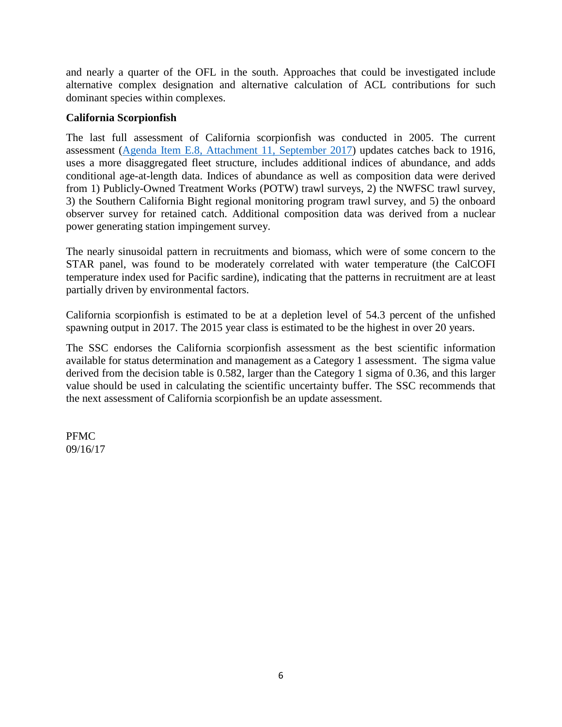and nearly a quarter of the OFL in the south. Approaches that could be investigated include alternative complex designation and alternative calculation of ACL contributions for such dominant species within complexes.

**California Scorpionfish**

The last full assessment of California scorpionfish was conducted in 2005. The current assessment ([Agenda Item E.8, Attachment 11, September 2017]) updates catches back to 1916, uses a more disaggregated fleet structure, includes additional indices of abundance, and adds conditional age-at-length data. Indices of abundance as well as composition data were derived from 1) Publicly-Owned Treatment Works (POTW) trawl surveys, 2) the NWFSC trawl survey, 3) the Southern California Bight regional monitoring program trawl survey, and 5) the onboard observer survey for retained catch. Additional composition data was derived from a nuclear power generating station impingement survey.

The nearly sinusoidal pattern in recruitments and biomass, which were of some concern to the STAR panel, was found to be moderately correlated with water temperature (the CalCOFI temperature index used for Pacific sardine), indicating that the patterns in recruitment are at least partially driven by environmental factors.

California scorpionfish is estimated to be at a depletion level of 54.3 percent of the unfished spawning output in 2017. The 2015 year class is estimated to be the highest in over 20 years.

The SSC endorses the California scorpionfish assessment as the best scientific information available for status determination and management as a Category 1 assessment. The sigma value derived from the decision table is 0.582, larger than the Category 1 sigma of 0.36, and this larger value should be used in calculating the scientific uncertainty buffer. The SSC recommends that the next assessment of California scorpionfish be an update assessment.

PFMC
09/16/17